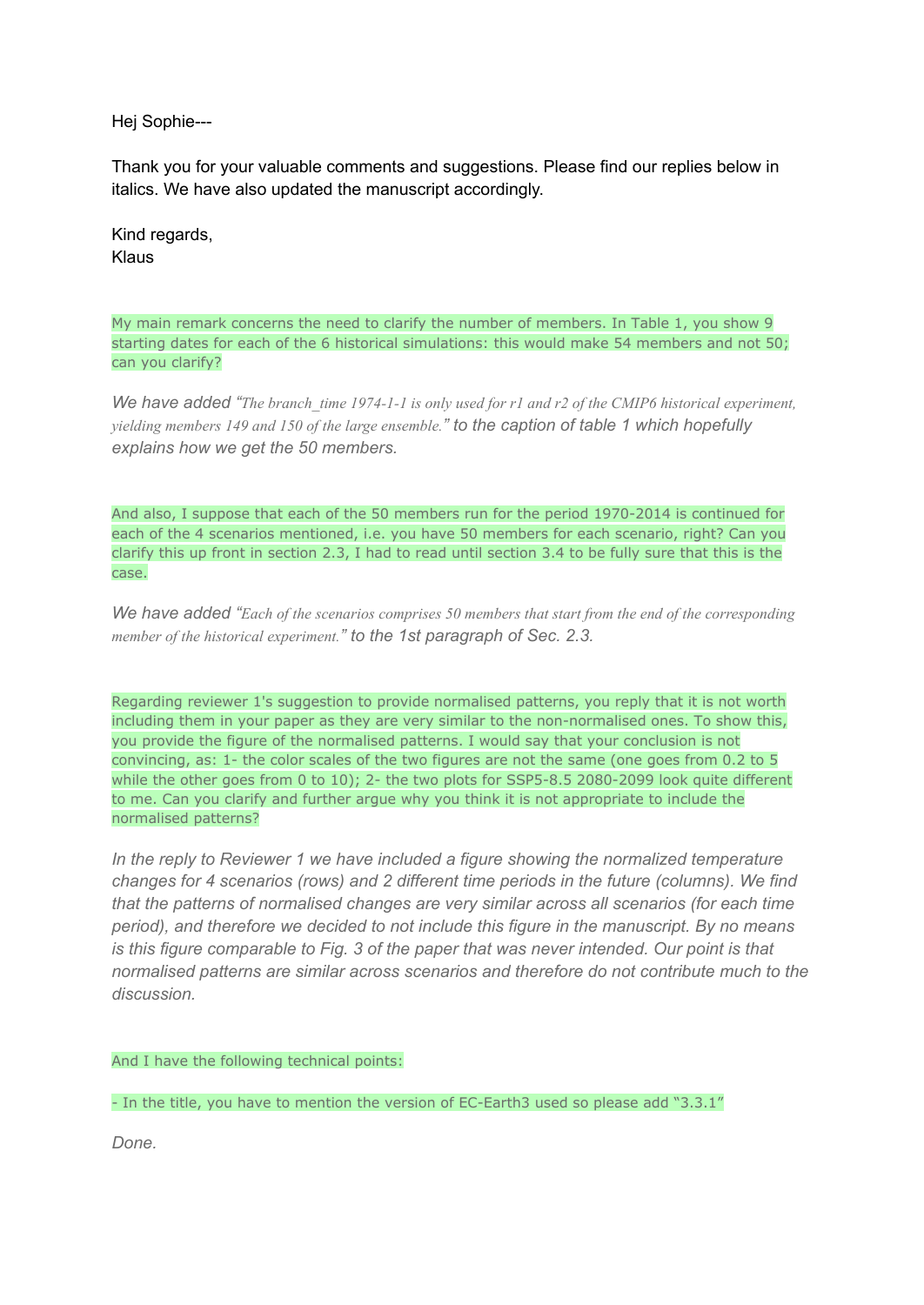Hej Sophie---

Thank you for your valuable comments and suggestions. Please find our replies below in italics. We have also updated the manuscript accordingly.

Kind regards,
Klaus

My main remark concerns the need to clarify the number of members. In Table 1, you show 9 starting dates for each of the 6 historical simulations: this would make 54 members and not 50; can you clarify?

*We have added "The branch_time 1974-1-1 is only used for r1 and r2 of the CMIP6 historical experiment, yielding members 149 and 150 of the large ensemble." to the caption of table 1 which hopefully explains how we get the 50 members.*

And also, I suppose that each of the 50 members run for the period 1970-2014 is continued for each of the 4 scenarios mentioned, i.e. you have 50 members for each scenario, right? Can you clarify this up front in section 2.3, I had to read until section 3.4 to be fully sure that this is the case.

*We have added "Each of the scenarios comprises 50 members that start from the end of the corresponding member of the historical experiment." to the 1st paragraph of Sec. 2.3.*

Regarding reviewer 1's suggestion to provide normalised patterns, you reply that it is not worth including them in your paper as they are very similar to the non-normalised ones. To show this, you provide the figure of the normalised patterns. I would say that your conclusion is not convincing, as: 1- the color scales of the two figures are not the same (one goes from 0.2 to 5 while the other goes from 0 to 10); 2- the two plots for SSP5-8.5 2080-2099 look quite different to me. Can you clarify and further argue why you think it is not appropriate to include the normalised patterns?

*In the reply to Reviewer 1 we have included a figure showing the normalized temperature changes for 4 scenarios (rows) and 2 different time periods in the future (columns). We find that the patterns of normalised changes are very similar across all scenarios (for each time period), and therefore we decided to not include this figure in the manuscript. By no means is this figure comparable to Fig. 3 of the paper that was never intended. Our point is that normalised patterns are similar across scenarios and therefore do not contribute much to the discussion.*

And I have the following technical points:

- In the title, you have to mention the version of EC-Earth3 used so please add "3.3.1"

*Done.*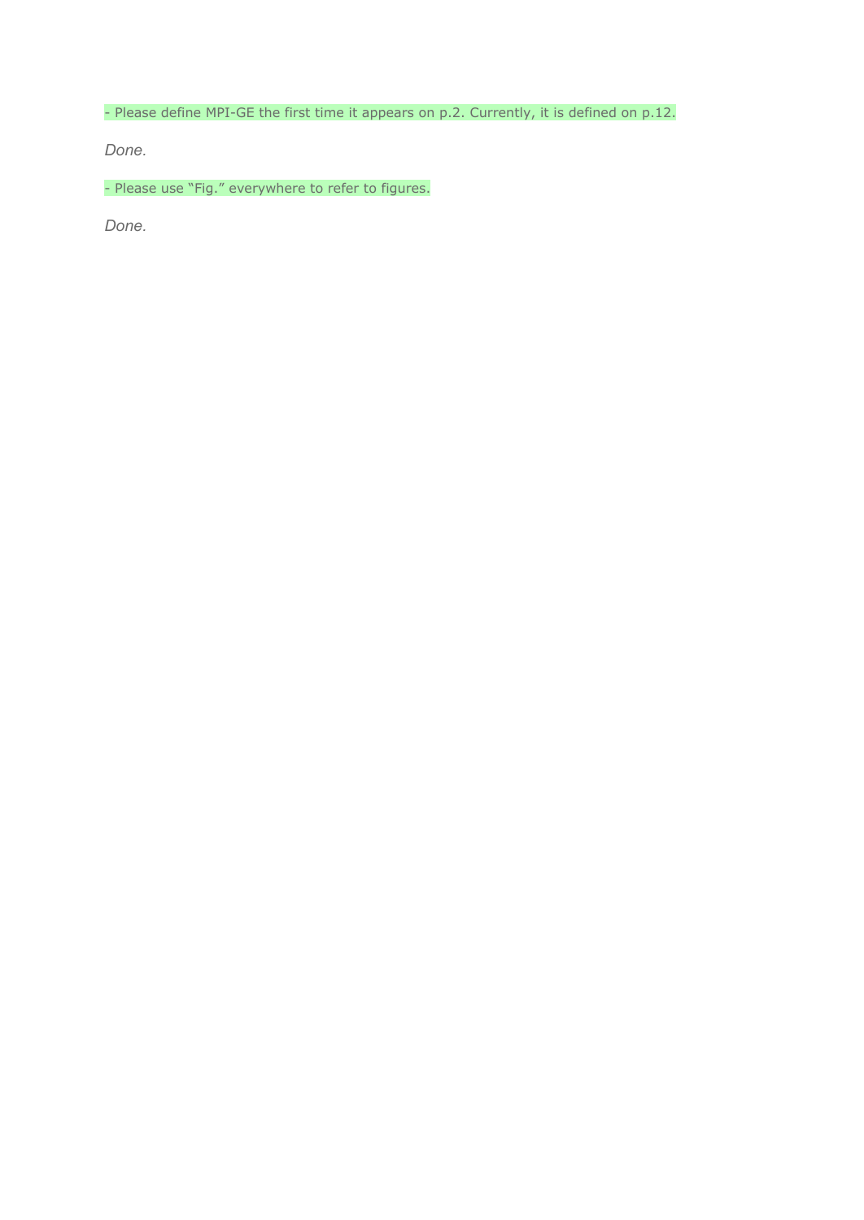- Please define MPI-GE the first time it appears on p.2. Currently, it is defined on p.12.

*Done.*

- Please use "Fig." everywhere to refer to figures.

*Done.*